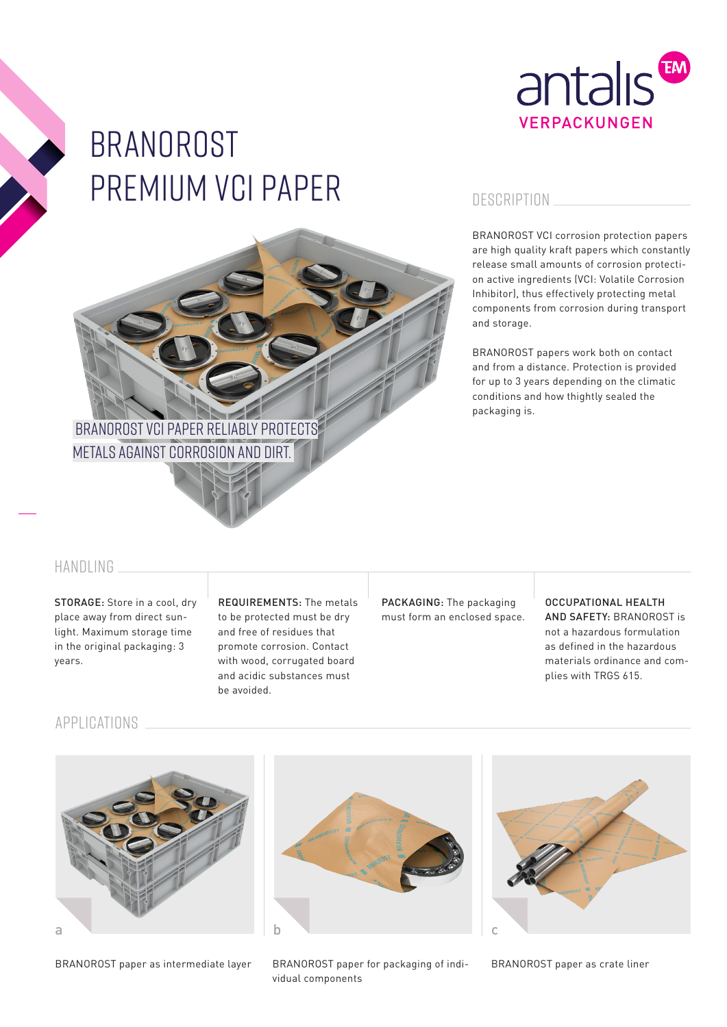antalis VERPACKUNGEN

# BRANOROST PREMIUM VCI PAPER

BRANOROST VCI PAPER RELIABLY PROTECTS METALS AGAINST CORROSION AND DIRT.

## DESCRIPTION

BRANOROST VCI corrosion protection papers are high quality kraft papers which constantly release small amounts of corrosion protection active ingredients (VCI: Volatile Corrosion Inhibitor), thus effectively protecting metal components from corrosion during transport and storage.

BRANOROST papers work both on contact and from a distance. Protection is provided for up to 3 years depending on the climatic conditions and how thightly sealed the packaging is.

## HANDLING

**STORAGE:** Store in a cool, dry place away from direct sunlight. Maximum storage time in the original packaging: 3 years.

**REQUIREMENTS:** The metals to be protected must be dry and free of residues that promote corrosion. Contact with wood, corrugated board and acidic substances must be avoided.

**PACKAGING:** The packaging must form an enclosed space.

**OCCUPATIONAL HEALTH AND SAFETY:** BRANOROST is not a hazardous formulation as defined in the hazardous materials ordinance and complies with TRGS 615.

## APPLICATIONS

a

BRANOROST paper as intermediate layer

b

BRANOROST paper for packaging of individual components

c

BRANOROST paper as crate liner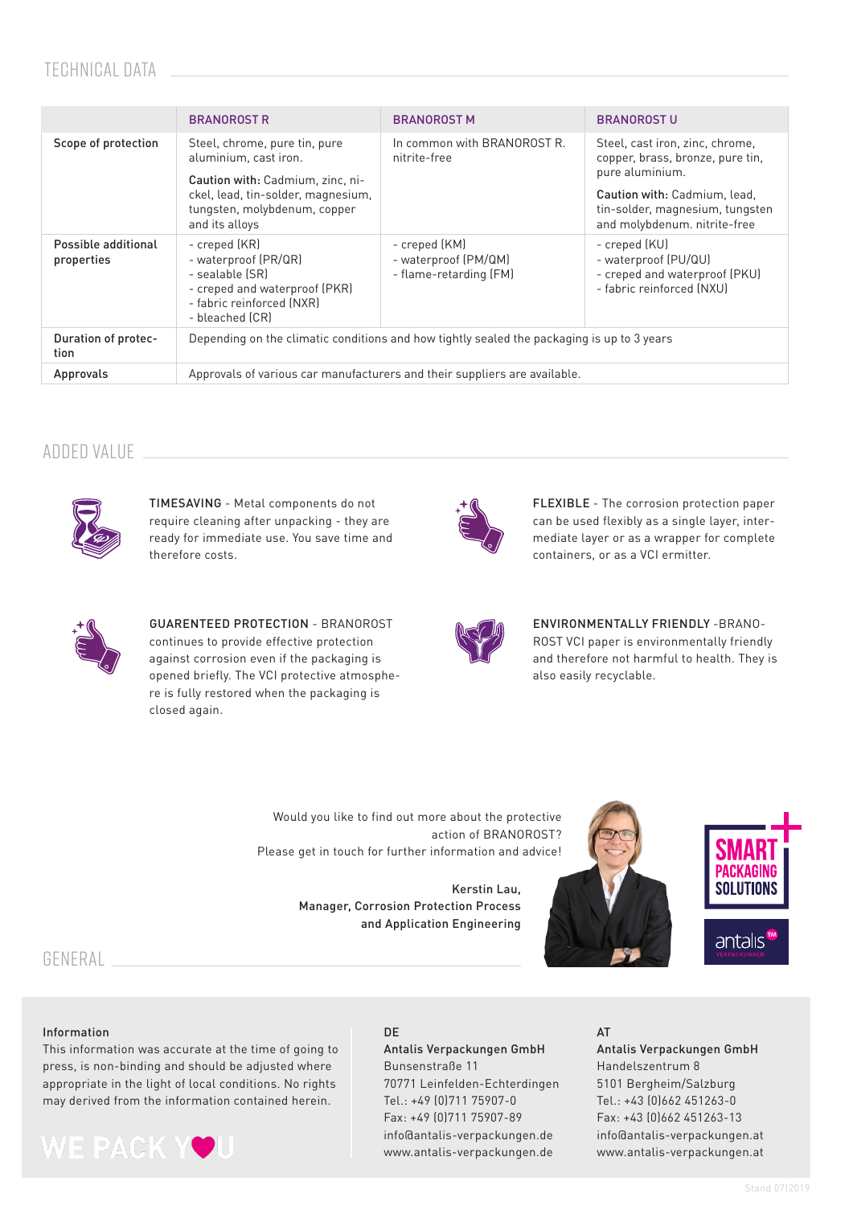## TECHNICAL DATA

| | BRANOROST R | BRANOROST M | BRANOROST U |
|---|---|---|---|
| Scope of protection | Steel, chrome, pure tin, pure aluminium, cast iron.<br><br>**Caution with:** Cadmium, zinc, nickel, lead, tin-solder, magnesium, tungsten, molybdenum, copper and its alloys | In common with BRANOROST R. nitrite-free | Steel, cast iron, zinc, chrome, copper, brass, bronze, pure tin, pure aluminium.<br><br>**Caution with:** Cadmium, lead, tin-solder, magnesium, tungsten and molybdenum. nitrite-free |
| Possible additional properties | - creped (KR)<br>- waterproof (PR/QR)<br>- sealable (SR)<br>- creped and waterproof (PKR)<br>- fabric reinforced (NXR)<br>- bleached (CR) | - creped (KM)<br>- waterproof (PM/QM)<br>- flame-retarding (FM) | - creped (KU)<br>- waterproof (PU/QU)<br>- creped and waterproof (PKU)<br>- fabric reinforced (NXU) |
| Duration of protection | Depending on the climatic conditions and how tightly sealed the packaging is up to 3 years | | |
| Approvals | Approvals of various car manufacturers and their suppliers are available. | | |

## ADDED VALUE

TIMESAVING - Metal components do not require cleaning after unpacking - they are ready for immediate use. You save time and therefore costs.

FLEXIBLE - The corrosion protection paper can be used flexibly as a single layer, intermediate layer or as a wrapper for complete containers, or as a VCI ermitter.

GUARENTEED PROTECTION - BRANOROST continues to provide effective protection against corrosion even if the packaging is opened briefly. The VCI protective atmosphere is fully restored when the packaging is closed again.

ENVIRONMENTALLY FRIENDLY -BRANOROST VCI paper is environmentally friendly and therefore not harmful to health. They is also easily recyclable.

Would you like to find out more about the protective action of BRANOROST?
Please get in touch for further information and advice!

Kerstin Lau,
Manager, Corrosion Protection Process and Application Engineering

SMART PACKAGING SOLUTIONS

antalis VERPACKUNGEN

## GENERAL

**Information**
This information was accurate at the time of going to press, is non-binding and should be adjusted where appropriate in the light of local conditions. No rights may derived from the information contained herein.

WE PACK YOU

**DE**
Antalis Verpackungen GmbH
Bunsenstraße 11
70771 Leinfelden-Echterdingen
Tel.: +49 (0)711 75907-0
Fax: +49 (0)711 75907-89
info@antalis-verpackungen.de
www.antalis-verpackungen.de

**AT**
Antalis Verpackungen GmbH
Handelszentrum 8
5101 Bergheim/Salzburg
Tel.: +43 (0)662 451263-0
Fax: +43 (0)662 451263-13
info@antalis-verpackungen.at
www.antalis-verpackungen.at

Stand 07|2019